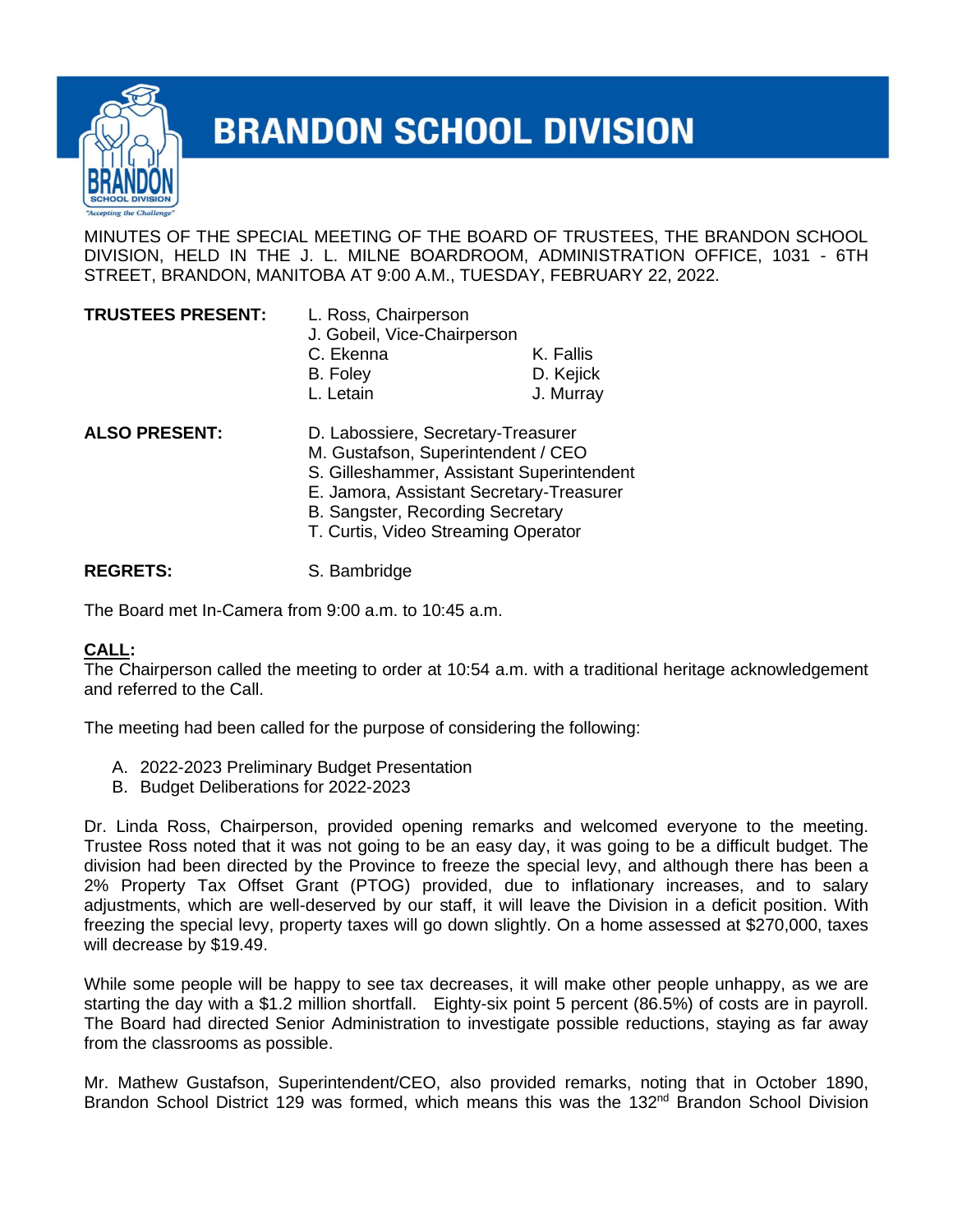# BRANDON SCHOOL DIVISION

MINUTES OF THE SPECIAL MEETING OF THE BOARD OF TRUSTEES, THE BRANDON SCHOOL DIVISION, HELD IN THE J. L. MILNE BOARDROOM, ADMINISTRATION OFFICE, 1031 - 6TH STREET, BRANDON, MANITOBA AT 9:00 A.M., TUESDAY, FEBRUARY 22, 2022.

**TRUSTEES PRESENT:**
L. Ross, Chairperson
J. Gobeil, Vice-Chairperson
C. Ekenna
B. Foley
L. Letain
K. Fallis
D. Kejick
J. Murray

**ALSO PRESENT:**
D. Labossiere, Secretary-Treasurer
M. Gustafson, Superintendent / CEO
S. Gilleshammer, Assistant Superintendent
E. Jamora, Assistant Secretary-Treasurer
B. Sangster, Recording Secretary
T. Curtis, Video Streaming Operator

**REGRETS:** S. Bambridge

The Board met In-Camera from 9:00 a.m. to 10:45 a.m.

**CALL:**
The Chairperson called the meeting to order at 10:54 a.m. with a traditional heritage acknowledgement and referred to the Call.

The meeting had been called for the purpose of considering the following:

A. 2022-2023 Preliminary Budget Presentation
B. Budget Deliberations for 2022-2023

Dr. Linda Ross, Chairperson, provided opening remarks and welcomed everyone to the meeting. Trustee Ross noted that it was not going to be an easy day, it was going to be a difficult budget. The division had been directed by the Province to freeze the special levy, and although there has been a 2% Property Tax Offset Grant (PTOG) provided, due to inflationary increases, and to salary adjustments, which are well-deserved by our staff, it will leave the Division in a deficit position. With freezing the special levy, property taxes will go down slightly. On a home assessed at $270,000, taxes will decrease by $19.49.

While some people will be happy to see tax decreases, it will make other people unhappy, as we are starting the day with a $1.2 million shortfall. Eighty-six point 5 percent (86.5%) of costs are in payroll. The Board had directed Senior Administration to investigate possible reductions, staying as far away from the classrooms as possible.

Mr. Mathew Gustafson, Superintendent/CEO, also provided remarks, noting that in October 1890, Brandon School District 129 was formed, which means this was the 132nd Brandon School Division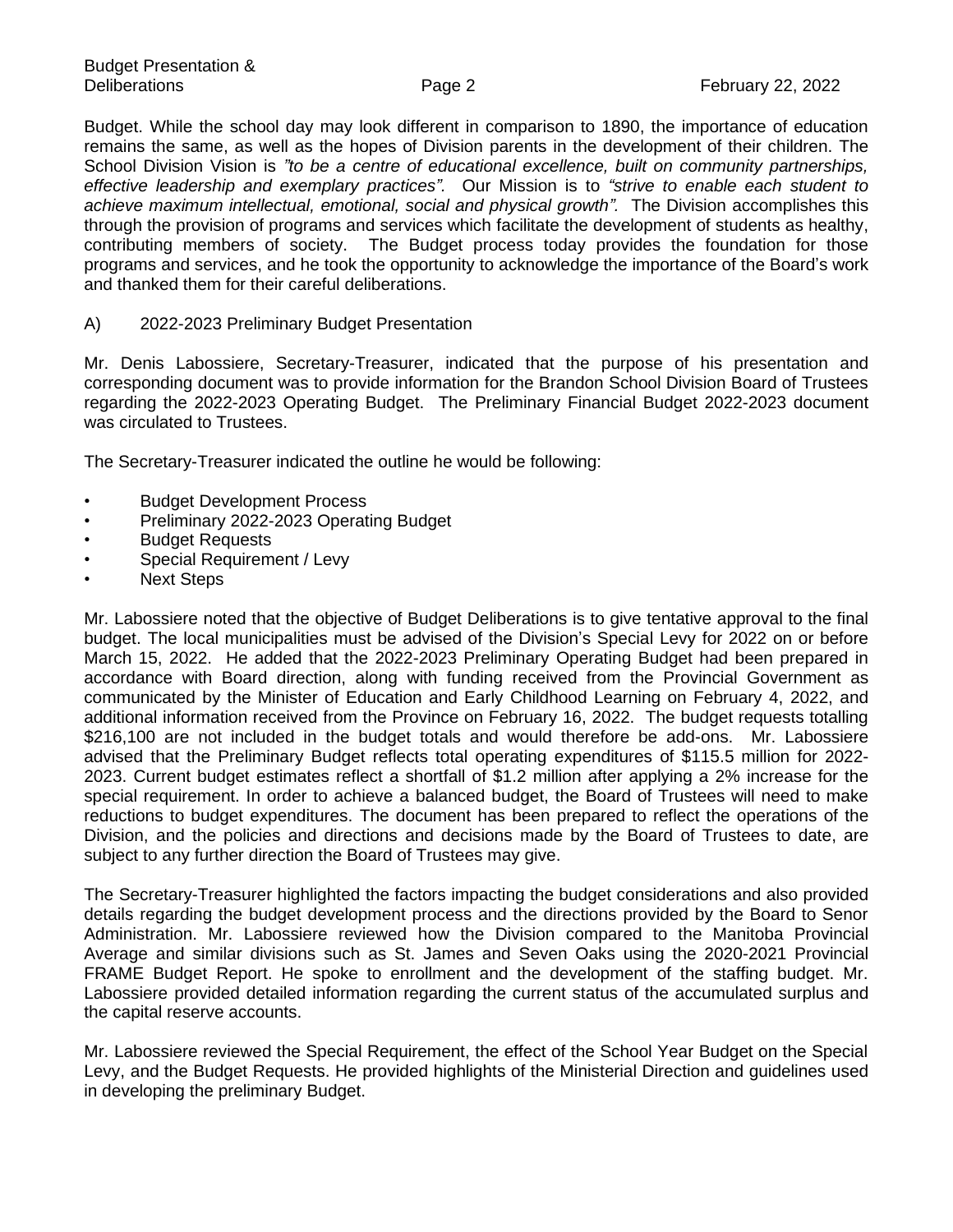Budget. While the school day may look different in comparison to 1890, the importance of education remains the same, as well as the hopes of Division parents in the development of their children. The School Division Vision is *"to be a centre of educational excellence, built on community partnerships, effective leadership and exemplary practices".* Our Mission is to *"strive to enable each student to achieve maximum intellectual, emotional, social and physical growth".* The Division accomplishes this through the provision of programs and services which facilitate the development of students as healthy, contributing members of society. The Budget process today provides the foundation for those programs and services, and he took the opportunity to acknowledge the importance of the Board's work and thanked them for their careful deliberations.

A) 2022-2023 Preliminary Budget Presentation

Mr. Denis Labossiere, Secretary-Treasurer, indicated that the purpose of his presentation and corresponding document was to provide information for the Brandon School Division Board of Trustees regarding the 2022-2023 Operating Budget. The Preliminary Financial Budget 2022-2023 document was circulated to Trustees.

The Secretary-Treasurer indicated the outline he would be following:

- Budget Development Process
- Preliminary 2022-2023 Operating Budget
- Budget Requests
- Special Requirement / Levy
- Next Steps

Mr. Labossiere noted that the objective of Budget Deliberations is to give tentative approval to the final budget. The local municipalities must be advised of the Division's Special Levy for 2022 on or before March 15, 2022. He added that the 2022-2023 Preliminary Operating Budget had been prepared in accordance with Board direction, along with funding received from the Provincial Government as communicated by the Minister of Education and Early Childhood Learning on February 4, 2022, and additional information received from the Province on February 16, 2022. The budget requests totalling $216,100 are not included in the budget totals and would therefore be add-ons. Mr. Labossiere advised that the Preliminary Budget reflects total operating expenditures of $115.5 million for 2022-2023. Current budget estimates reflect a shortfall of $1.2 million after applying a 2% increase for the special requirement. In order to achieve a balanced budget, the Board of Trustees will need to make reductions to budget expenditures. The document has been prepared to reflect the operations of the Division, and the policies and directions and decisions made by the Board of Trustees to date, are subject to any further direction the Board of Trustees may give.

The Secretary-Treasurer highlighted the factors impacting the budget considerations and also provided details regarding the budget development process and the directions provided by the Board to Senor Administration. Mr. Labossiere reviewed how the Division compared to the Manitoba Provincial Average and similar divisions such as St. James and Seven Oaks using the 2020-2021 Provincial FRAME Budget Report. He spoke to enrollment and the development of the staffing budget. Mr. Labossiere provided detailed information regarding the current status of the accumulated surplus and the capital reserve accounts.

Mr. Labossiere reviewed the Special Requirement, the effect of the School Year Budget on the Special Levy, and the Budget Requests. He provided highlights of the Ministerial Direction and guidelines used in developing the preliminary Budget.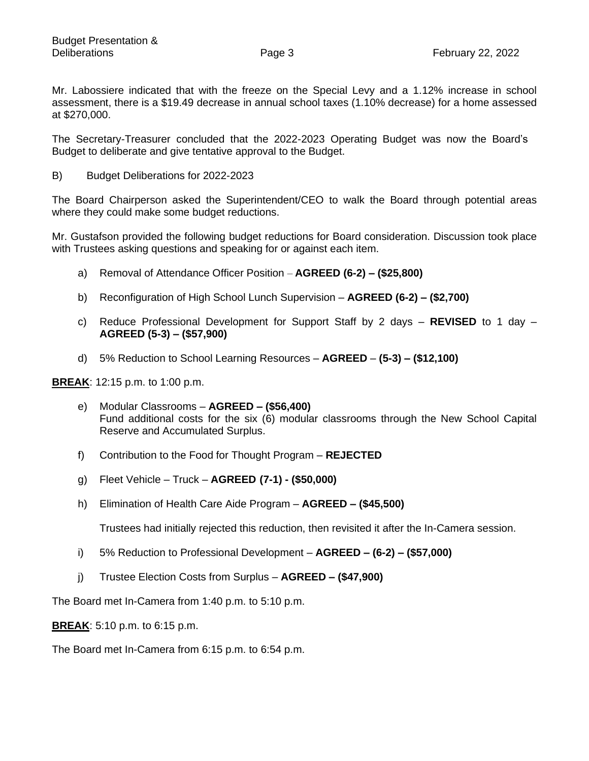Mr. Labossiere indicated that with the freeze on the Special Levy and a 1.12% increase in school assessment, there is a $19.49 decrease in annual school taxes (1.10% decrease) for a home assessed at $270,000.

The Secretary-Treasurer concluded that the 2022-2023 Operating Budget was now the Board's Budget to deliberate and give tentative approval to the Budget.

B) Budget Deliberations for 2022-2023

The Board Chairperson asked the Superintendent/CEO to walk the Board through potential areas where they could make some budget reductions.

Mr. Gustafson provided the following budget reductions for Board consideration. Discussion took place with Trustees asking questions and speaking for or against each item.

a) Removal of Attendance Officer Position – **AGREED (6-2) – ($25,800)**

b) Reconfiguration of High School Lunch Supervision – **AGREED (6-2) – ($2,700)**

c) Reduce Professional Development for Support Staff by 2 days – **REVISED** to 1 day – **AGREED (5-3) – ($57,900)**

d) 5% Reduction to School Learning Resources – **AGREED** – **(5-3) – ($12,100)**

**BREAK**: 12:15 p.m. to 1:00 p.m.

e) Modular Classrooms – **AGREED – ($56,400)**
Fund additional costs for the six (6) modular classrooms through the New School Capital Reserve and Accumulated Surplus.

f) Contribution to the Food for Thought Program – **REJECTED**

g) Fleet Vehicle – Truck – **AGREED (7-1) - ($50,000)**

h) Elimination of Health Care Aide Program – **AGREED – ($45,500)**

Trustees had initially rejected this reduction, then revisited it after the In-Camera session.

i) 5% Reduction to Professional Development – **AGREED – (6-2) – ($57,000)**

j) Trustee Election Costs from Surplus – **AGREED – ($47,900)**

The Board met In-Camera from 1:40 p.m. to 5:10 p.m.

**BREAK**: 5:10 p.m. to 6:15 p.m.

The Board met In-Camera from 6:15 p.m. to 6:54 p.m.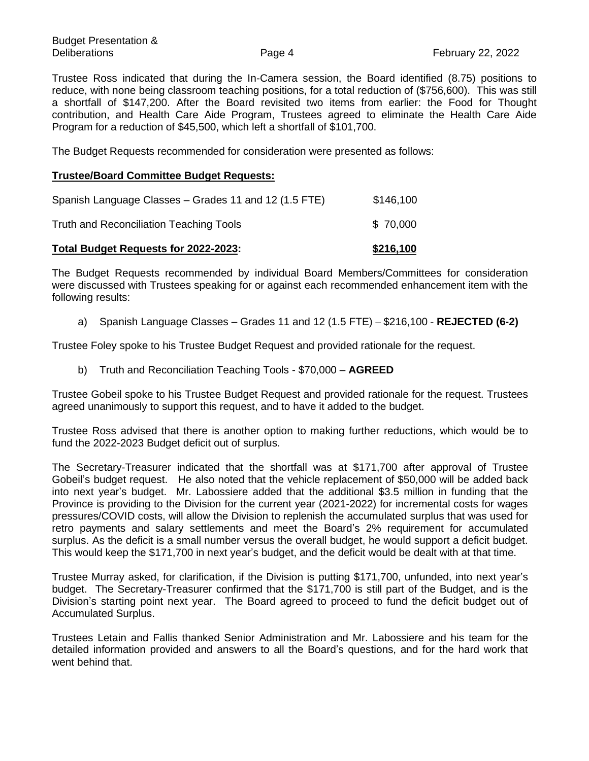Trustee Ross indicated that during the In-Camera session, the Board identified (8.75) positions to reduce, with none being classroom teaching positions, for a total reduction of ($756,600). This was still a shortfall of $147,200. After the Board revisited two items from earlier: the Food for Thought contribution, and Health Care Aide Program, Trustees agreed to eliminate the Health Care Aide Program for a reduction of $45,500, which left a shortfall of $101,700.

The Budget Requests recommended for consideration were presented as follows:

**Trustee/Board Committee Budget Requests:**

| | |
|---|---|
| Spanish Language Classes – Grades 11 and 12 (1.5 FTE) | $146,100 |
| Truth and Reconciliation Teaching Tools | $ 70,000 |
| **Total Budget Requests for 2022-2023:** | **$216,100** |

The Budget Requests recommended by individual Board Members/Committees for consideration were discussed with Trustees speaking for or against each recommended enhancement item with the following results:

a) Spanish Language Classes – Grades 11 and 12 (1.5 FTE) – $216,100 - **REJECTED (6-2)**

Trustee Foley spoke to his Trustee Budget Request and provided rationale for the request.

b) Truth and Reconciliation Teaching Tools - $70,000 – **AGREED**

Trustee Gobeil spoke to his Trustee Budget Request and provided rationale for the request. Trustees agreed unanimously to support this request, and to have it added to the budget.

Trustee Ross advised that there is another option to making further reductions, which would be to fund the 2022-2023 Budget deficit out of surplus.

The Secretary-Treasurer indicated that the shortfall was at $171,700 after approval of Trustee Gobeil's budget request. He also noted that the vehicle replacement of $50,000 will be added back into next year's budget. Mr. Labossiere added that the additional $3.5 million in funding that the Province is providing to the Division for the current year (2021-2022) for incremental costs for wages pressures/COVID costs, will allow the Division to replenish the accumulated surplus that was used for retro payments and salary settlements and meet the Board's 2% requirement for accumulated surplus. As the deficit is a small number versus the overall budget, he would support a deficit budget. This would keep the $171,700 in next year's budget, and the deficit would be dealt with at that time.

Trustee Murray asked, for clarification, if the Division is putting $171,700, unfunded, into next year's budget. The Secretary-Treasurer confirmed that the $171,700 is still part of the Budget, and is the Division's starting point next year. The Board agreed to proceed to fund the deficit budget out of Accumulated Surplus.

Trustees Letain and Fallis thanked Senior Administration and Mr. Labossiere and his team for the detailed information provided and answers to all the Board's questions, and for the hard work that went behind that.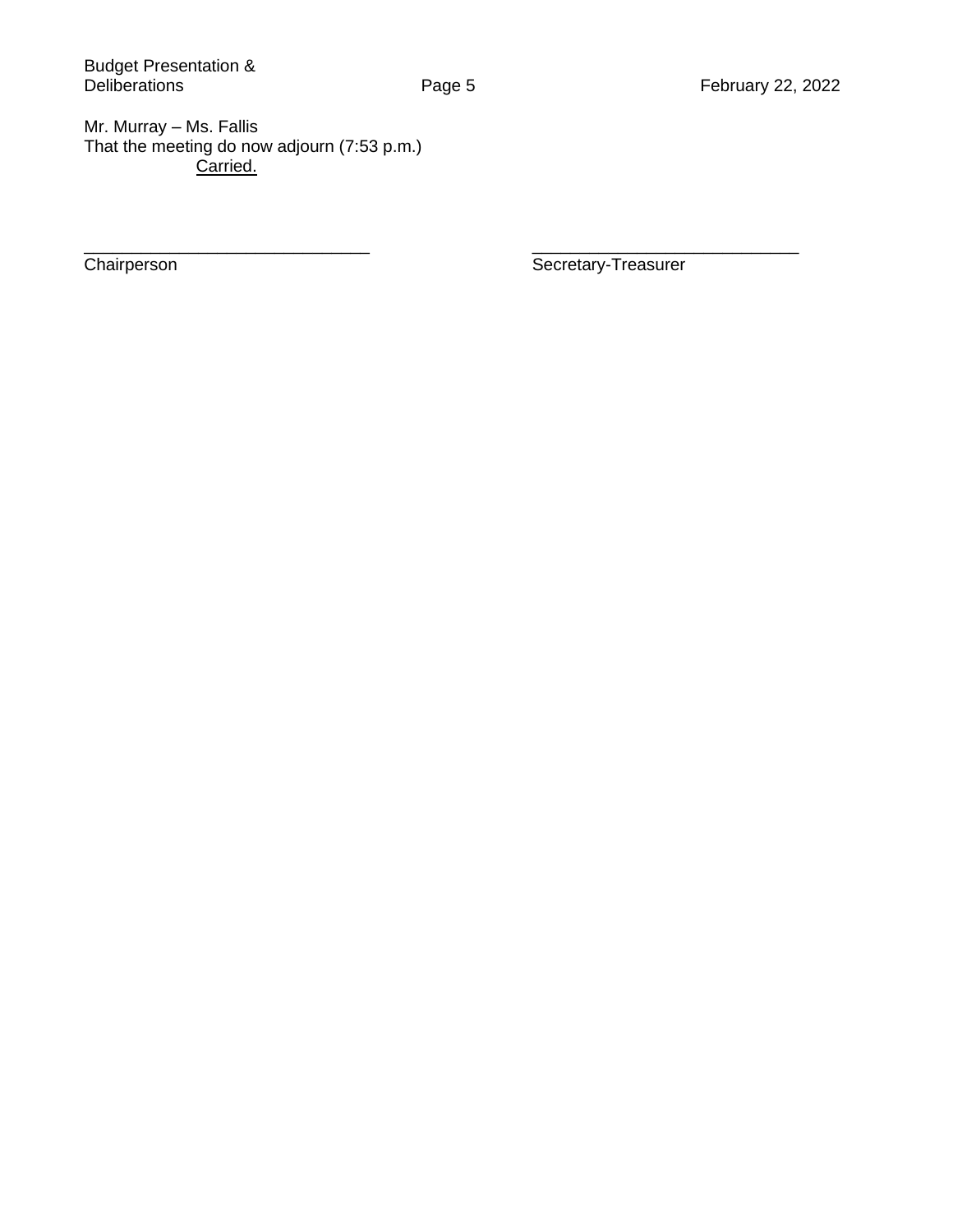Mr. Murray – Ms. Fallis
That the meeting do now adjourn (7:53 p.m.)
Carried.

_______________________________ _____________________________
Chairperson Secretary-Treasurer